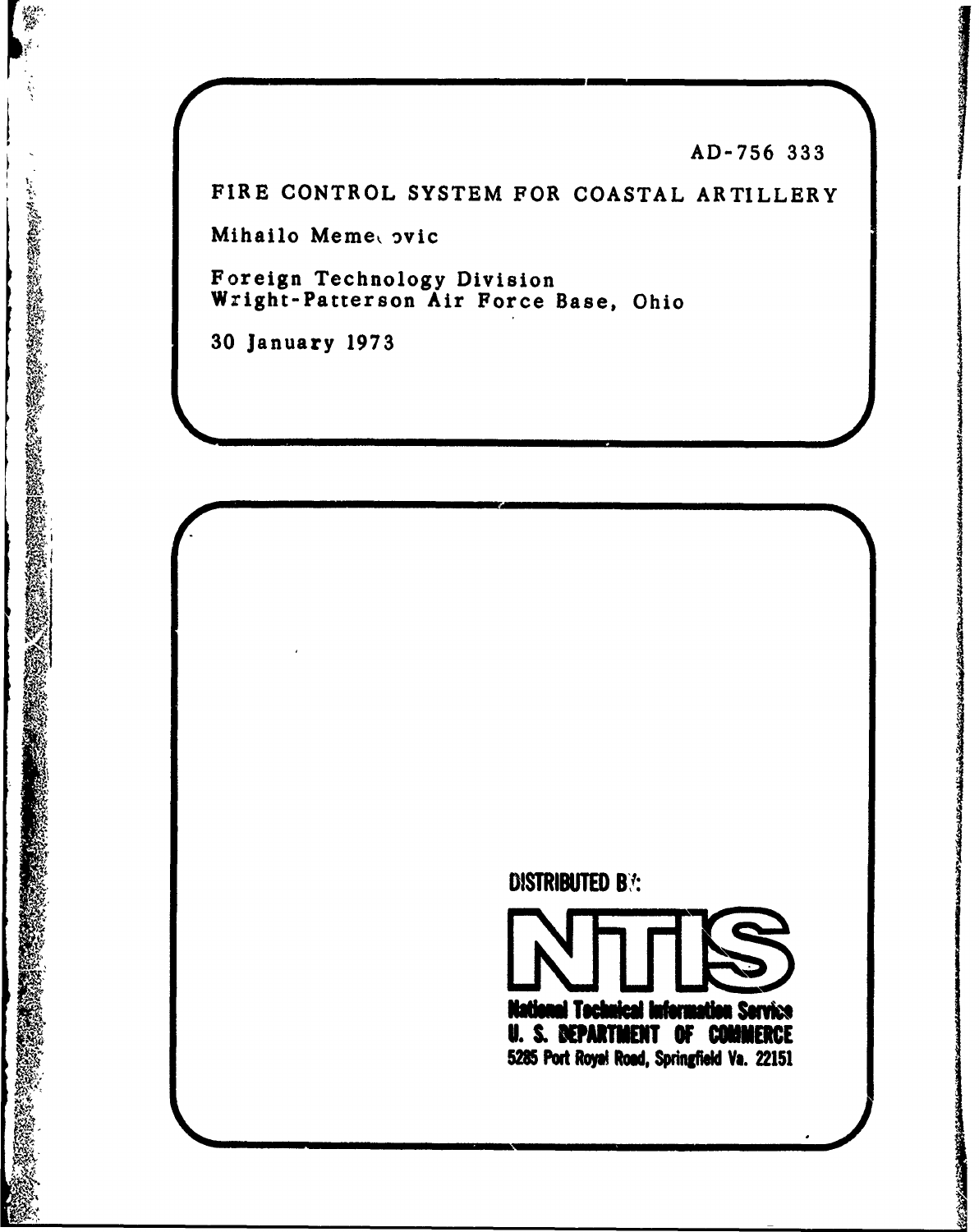AD-756 333

# FIRE CONTROL SYSTEM FOR COASTAL ARTILLERY

Mihailo Meme‹ ovic

Foreign Technology Division
Wright-Patterson Air Force Base, Ohio

30 January 1973

DISTRIBUTED BY:

**NTIS**

**National Technical Information Service**
**U. S. DEPARTMENT OF COMMERCE**
**5285 Port Royal Road, Springfield Va. 22151**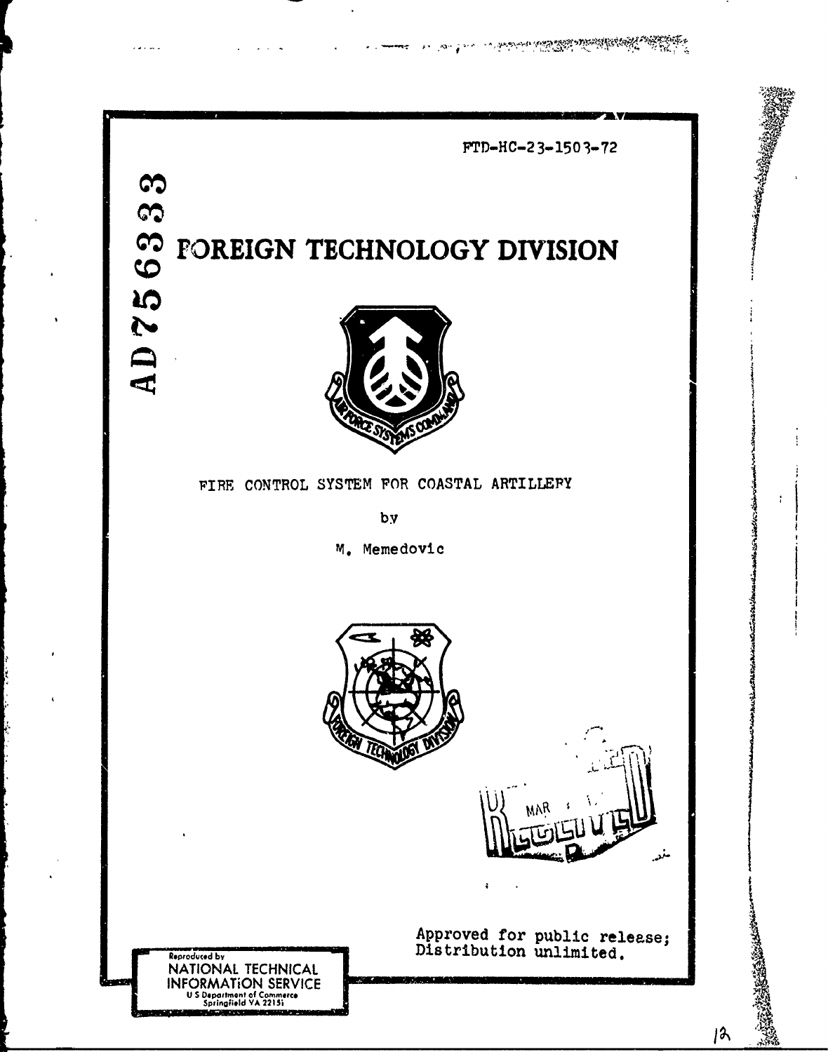FTD-HC-23-1503-72

AD756333

# FOREIGN TECHNOLOGY DIVISION

FIRE CONTROL SYSTEM FOR COASTAL ARTILLERY

by

M. Memedovic

Approved for public release;
Distribution unlimited.

Reproduced by
NATIONAL TECHNICAL
INFORMATION SERVICE
U S Department of Commerce
Springfield VA 22151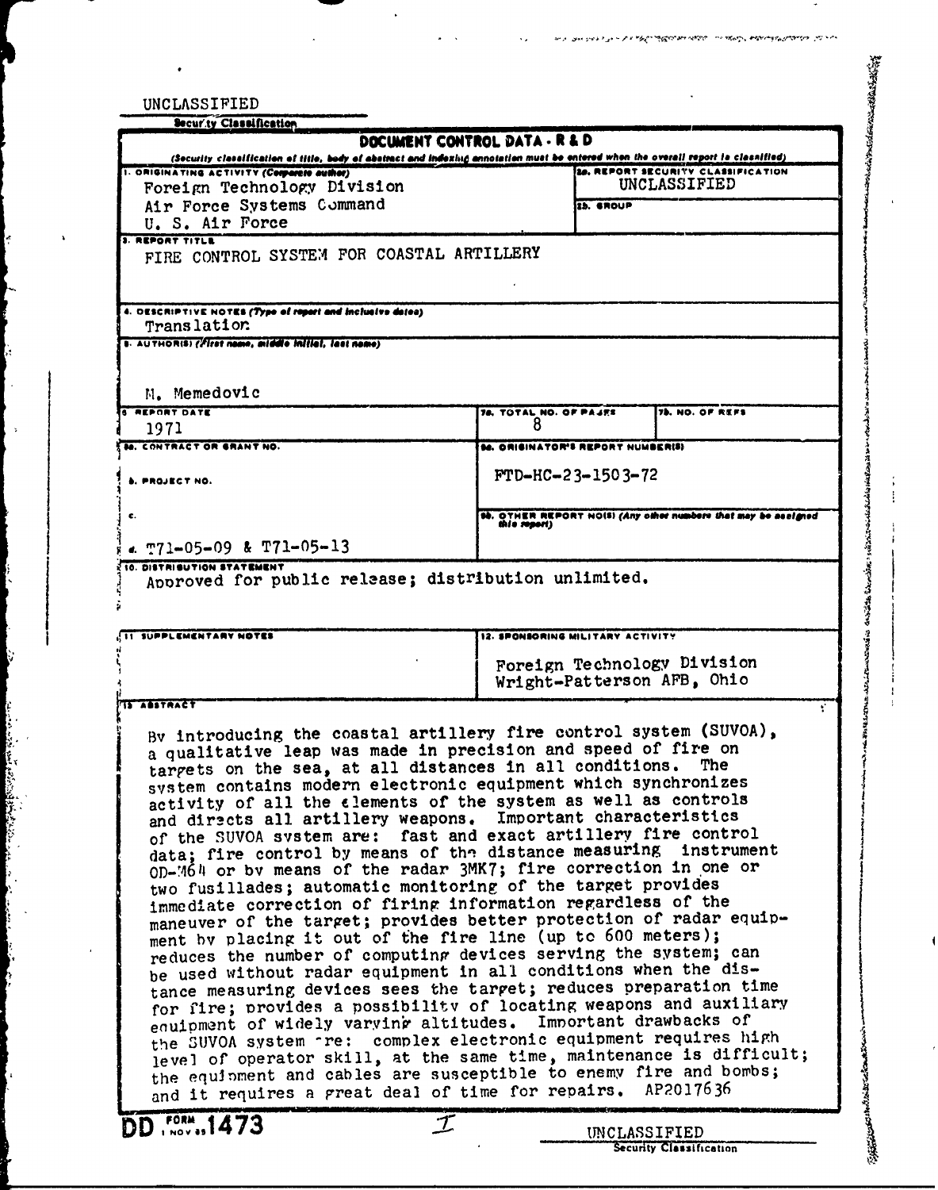UNCLASSIFIED

Security Classification

**DOCUMENT CONTROL DATA - R & D**

(Security classification of title, body of abstract and indexing annotation must be entered when the overall report is classified)

| | |
|---|---|
| 1. ORIGINATING ACTIVITY (Corporate author)<br>Foreign Technology Division<br>Air Force Systems Command<br>U. S. Air Force | 2a. REPORT SECURITY CLASSIFICATION<br>UNCLASSIFIED<br>2b. GROUP |

3. REPORT TITLE

FIRE CONTROL SYSTEM FOR COASTAL ARTILLERY

4. DESCRIPTIVE NOTES (Type of report and inclusive dates)

Translation

5. AUTHOR(S) (First name, middle initial, last name)

M. Memedovic

| | | |
|---|---|---|
| 6. REPORT DATE<br>1971 | 7a. TOTAL NO. OF PAGES<br>8 | 7b. NO. OF REFS |
| 8a. CONTRACT OR GRANT NO. | 9a. ORIGINATOR'S REPORT NUMBER(S) | |
| b. PROJECT NO. | FTD-HC-23-1503-72 | |
| c. | 9b. OTHER REPORT NO(S) (Any other numbers that may be assigned this report) | |
| d. T71-05-09 & T71-05-13 | | |

10. DISTRIBUTION STATEMENT

Approved for public release; distribution unlimited.

| | |
|---|---|
| 11. SUPPLEMENTARY NOTES | 12. SPONSORING MILITARY ACTIVITY<br>Foreign Technology Division<br>Wright-Patterson AFB, Ohio |

13. ABSTRACT

By introducing the coastal artillery fire control system (SUVOA), a qualitative leap was made in precision and speed of fire on targets on the sea, at all distances in all conditions. The system contains modern electronic equipment which synchronizes activity of all the elements of the system as well as controls and directs all artillery weapons. Important characteristics of the SUVOA system are: fast and exact artillery fire control data; fire control by means of the distance measuring instrument OD-M64 or by means of the radar 3MK7; fire correction in one or two fusillades; automatic monitoring of the target provides immediate correction of firing information regardless of the maneuver of the target; provides better protection of radar equipment by placing it out of the fire line (up to 600 meters); reduces the number of computing devices serving the system; can be used without radar equipment in all conditions when the distance measuring devices sees the target; reduces preparation time for fire; provides a possibility of locating weapons and auxiliary equipment of widely varying altitudes. Important drawbacks of the SUVOA system are: complex electronic equipment requires high level of operator skill, at the same time, maintenance is difficult; the equipment and cables are susceptible to enemy fire and bombs; and it requires a great deal of time for repairs. AP2017636

DD FORM 1 NOV 65 1473

UNCLASSIFIED

Security Classification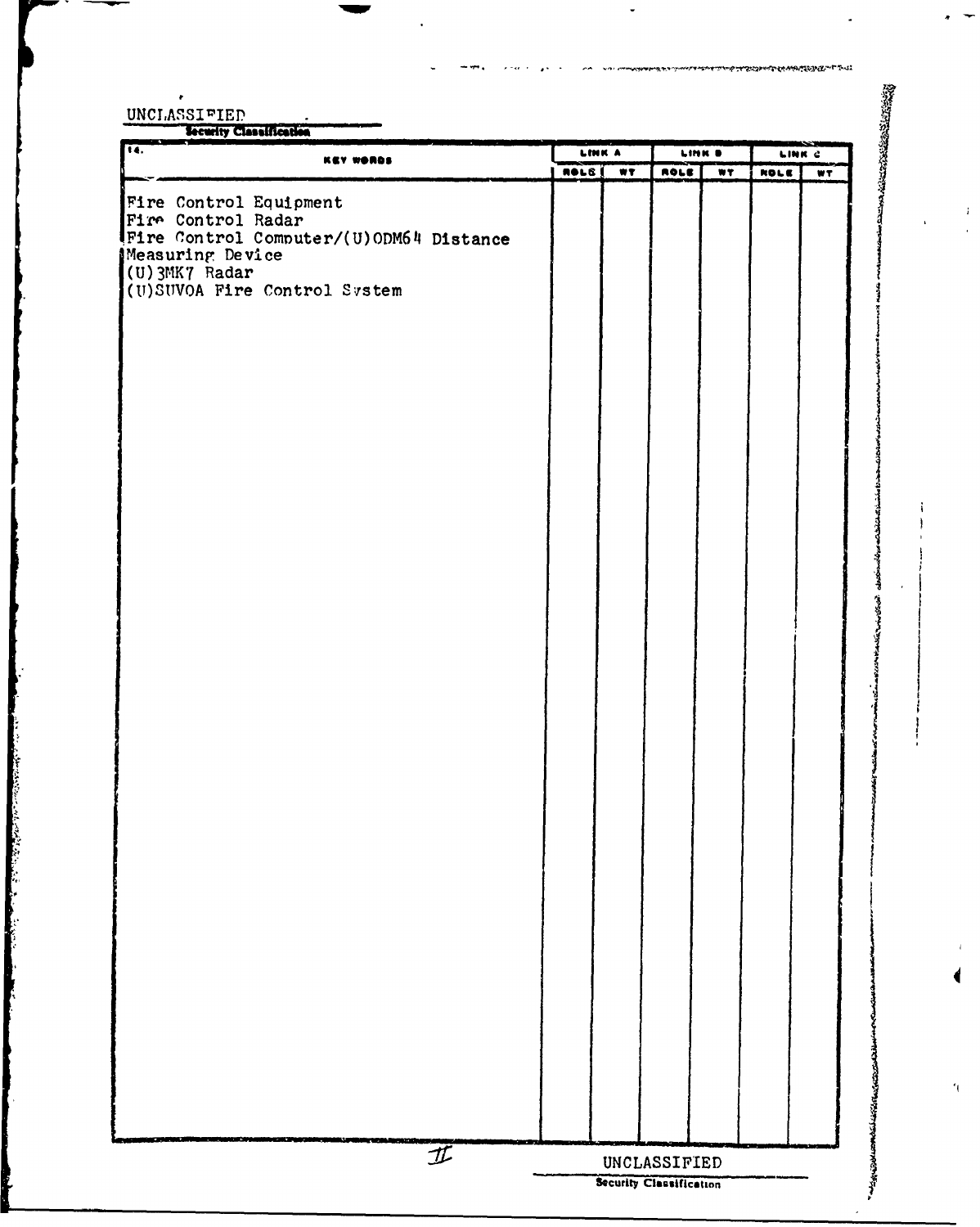UNCLASSIFIED

Security Classification

| 14. KEY WORDS | LINK A | | LINK B | | LINK C | |
|---|---|---|---|---|---|---|
| | ROLE | WT | ROLE | WT | ROLE | WT |
| Fire Control Equipment<br>Fire Control Radar<br>Fire Control Computer/(U)ODM64 Distance Measuring Device<br>(U)3MK7 Radar<br>(U)SUVOA Fire Control System | | | | | | |

UNCLASSIFIED

Security Classification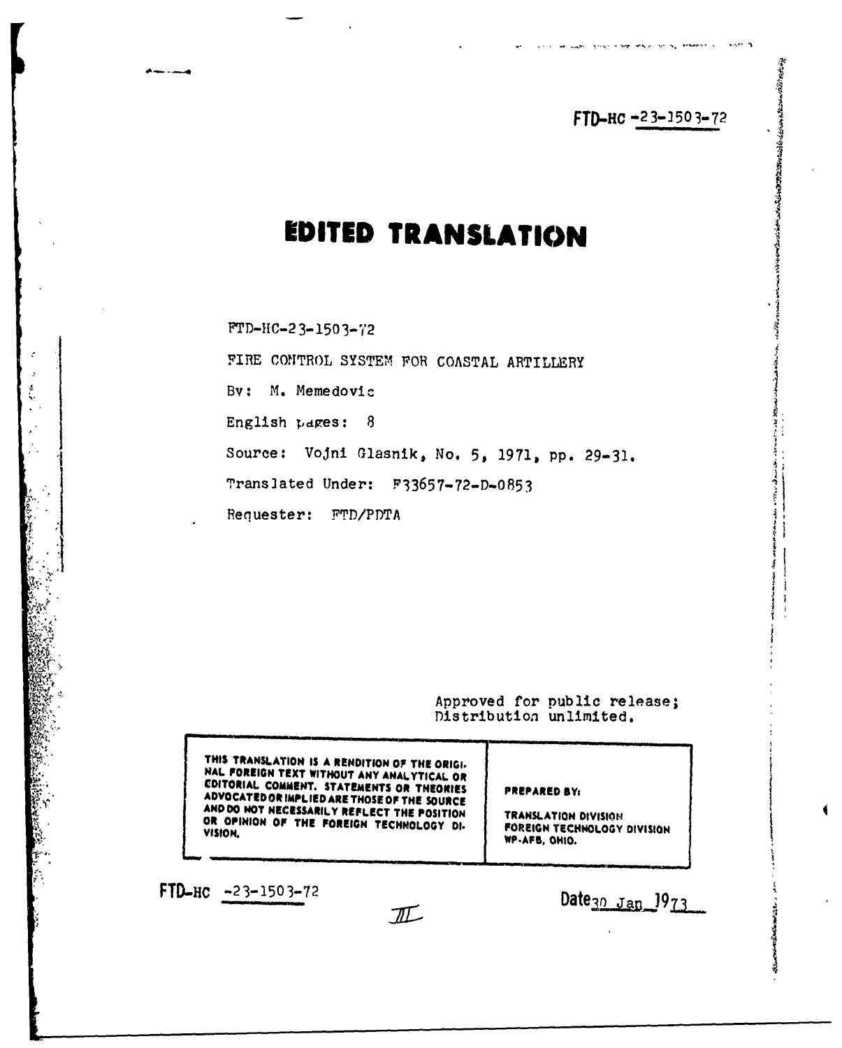FTD-HC-23-1503-72

# EDITED TRANSLATION

FTD-HC-23-1503-72

FIRE CONTROL SYSTEM FOR COASTAL ARTILLERY

By: M. Memedovic

English pages: 8

Source: Vojni Glasnik, No. 5, 1971, pp. 29-31.

Translated Under: F33657-72-D-0853

Requester: FTD/PDTA

Approved for public release;
Distribution unlimited.

| THIS TRANSLATION IS A RENDITION OF THE ORIGINAL FOREIGN TEXT WITHOUT ANY ANALYTICAL OR EDITORIAL COMMENT. STATEMENTS OR THEORIES ADVOCATED OR IMPLIED ARE THOSE OF THE SOURCE AND DO NOT NECESSARILY REFLECT THE POSITION OR OPINION OF THE FOREIGN TECHNOLOGY DIVISION. | PREPARED BY: TRANSLATION DIVISION FOREIGN TECHNOLOGY DIVISION WP-AFB, OHIO. |
|---|---|

FTD-HC -23-1503-72

Date 30 Jan 1973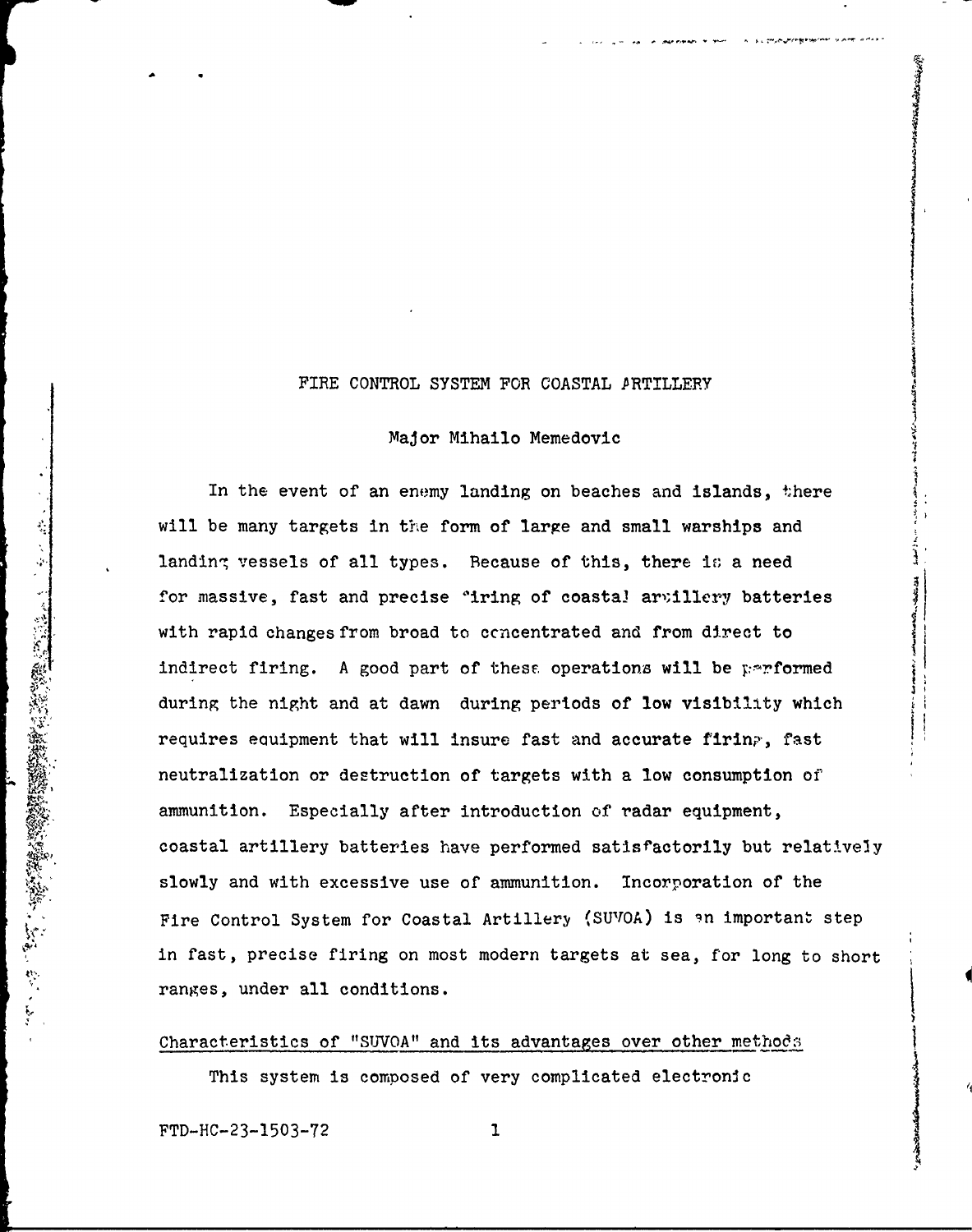# FIRE CONTROL SYSTEM FOR COASTAL ARTILLERY

Major Mihailo Memedovic

In the event of an enemy landing on beaches and islands, there will be many targets in the form of large and small warships and landing vessels of all types. Because of this, there is a need for massive, fast and precise firing of coastal artillery batteries with rapid changes from broad to concentrated and from direct to indirect firing. A good part of these operations will be performed during the night and at dawn during periods of low visibility which requires equipment that will insure fast and accurate firing, fast neutralization or destruction of targets with a low consumption of ammunition. Especially after introduction of radar equipment, coastal artillery batteries have performed satisfactorily but relatively slowly and with excessive use of ammunition. Incorporation of the Fire Control System for Coastal Artillery (SUVOA) is an important step in fast, precise firing on most modern targets at sea, for long to short ranges, under all conditions.

## Characteristics of "SUVOA" and its advantages over other methods

This system is composed of very complicated electronic

FTD-HC-23-1503-72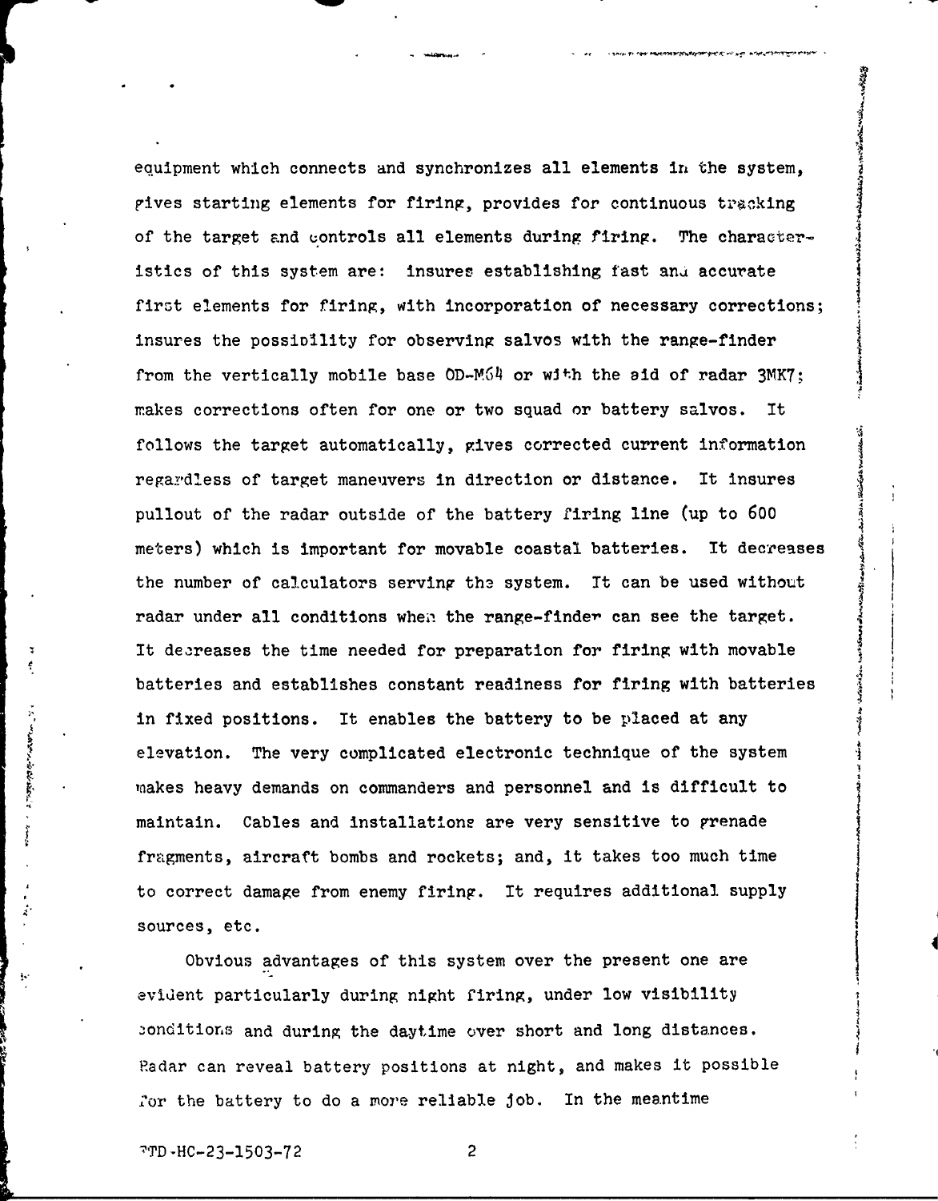equipment which connects and synchronizes all elements in the system, gives starting elements for firing, provides for continuous tracking of the target and controls all elements during firing. The characteristics of this system are: insures establishing fast and accurate first elements for firing, with incorporation of necessary corrections; insures the possibility for observing salvos with the range-finder from the vertically mobile base OD-M64 or with the aid of radar 3MK7; makes corrections often for one or two squad or battery salvos. It follows the target automatically, gives corrected current information regardless of target maneuvers in direction or distance. It insures pullout of the radar outside of the battery firing line (up to 600 meters) which is important for movable coastal batteries. It decreases the number of calculators serving the system. It can be used without radar under all conditions when the range-finder can see the target. It decreases the time needed for preparation for firing with movable batteries and establishes constant readiness for firing with batteries in fixed positions. It enables the battery to be placed at any elevation. The very complicated electronic technique of the system makes heavy demands on commanders and personnel and is difficult to maintain. Cables and installations are very sensitive to grenade fragments, aircraft bombs and rockets; and, it takes too much time to correct damage from enemy firing. It requires additional supply sources, etc.

Obvious advantages of this system over the present one are evident particularly during night firing, under low visibility conditions and during the daytime over short and long distances. Radar can reveal battery positions at night, and makes it possible for the battery to do a more reliable job. In the meantime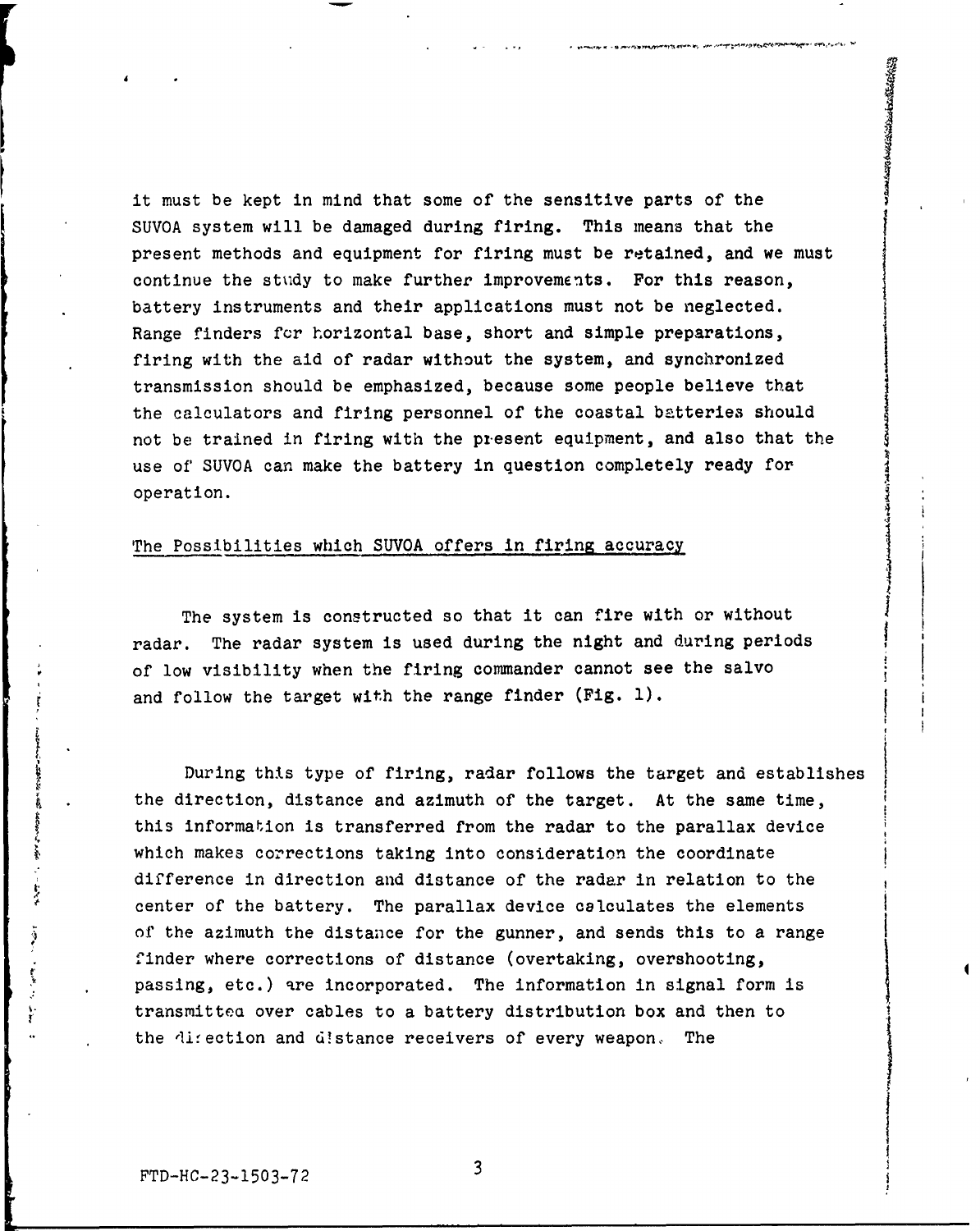it must be kept in mind that some of the sensitive parts of the SUVOA system will be damaged during firing. This means that the present methods and equipment for firing must be retained, and we must continue the study to make further improvements. For this reason, battery instruments and their applications must not be neglected. Range finders for horizontal base, short and simple preparations, firing with the aid of radar without the system, and synchronized transmission should be emphasized, because some people believe that the calculators and firing personnel of the coastal batteries should not be trained in firing with the present equipment, and also that the use of SUVOA can make the battery in question completely ready for operation.

## The Possibilities which SUVOA offers in firing accuracy

The system is constructed so that it can fire with or without radar. The radar system is used during the night and during periods of low visibility when the firing commander cannot see the salvo and follow the target with the range finder (Fig. 1).

During this type of firing, radar follows the target and establishes the direction, distance and azimuth of the target. At the same time, this information is transferred from the radar to the parallax device which makes corrections taking into consideration the coordinate difference in direction and distance of the radar in relation to the center of the battery. The parallax device calculates the elements of the azimuth the distance for the gunner, and sends this to a range finder where corrections of distance (overtaking, overshooting, passing, etc.) are incorporated. The information in signal form is transmitted over cables to a battery distribution box and then to the direction and distance receivers of every weapon. The

FTD-HC-23-1503-72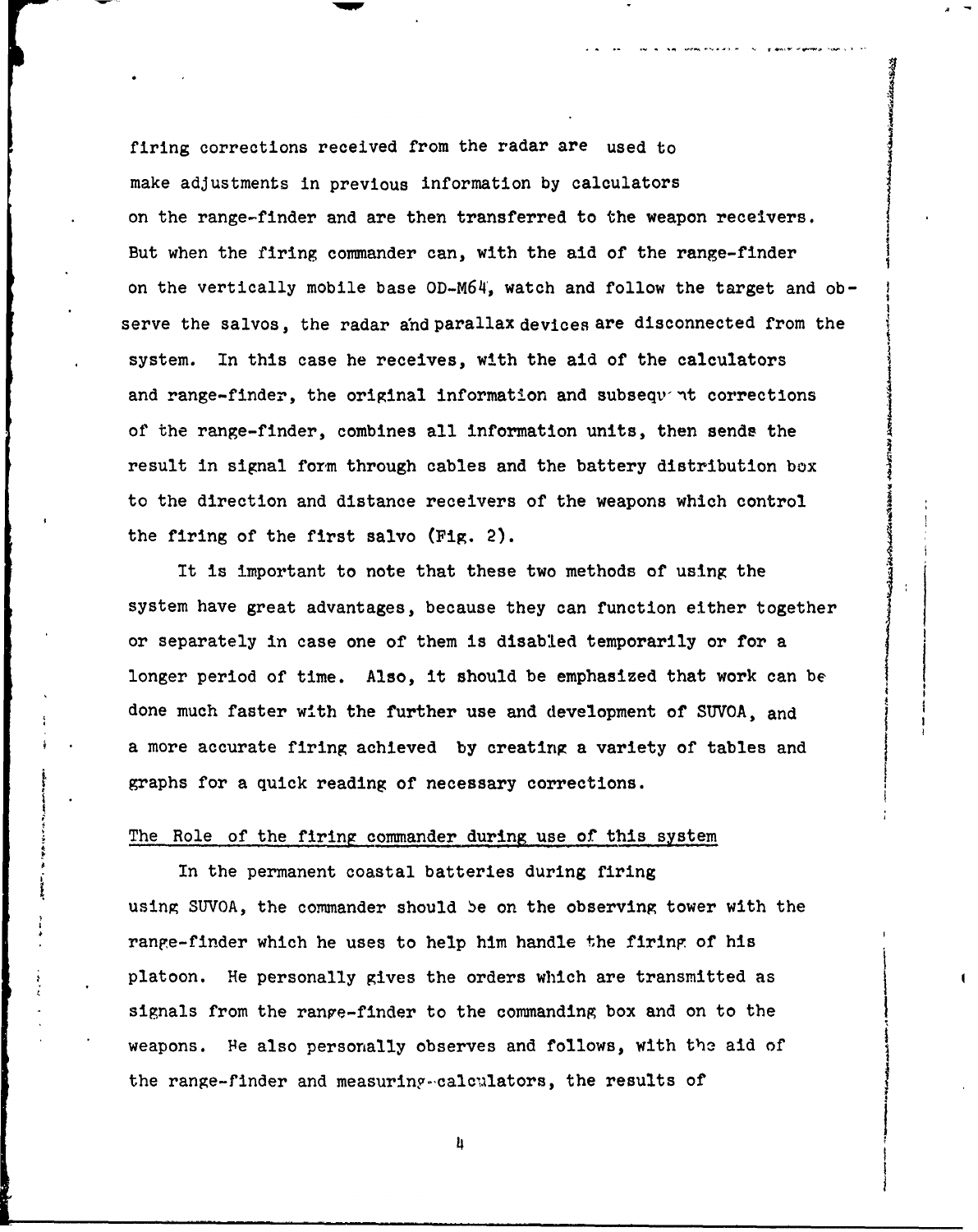firing corrections received from the radar are used to make adjustments in previous information by calculators on the range-finder and are then transferred to the weapon receivers. But when the firing commander can, with the aid of the range-finder on the vertically mobile base OD-M64, watch and follow the target and observe the salvos, the radar and parallax devices are disconnected from the system. In this case he receives, with the aid of the calculators and range-finder, the original information and subsequent corrections of the range-finder, combines all information units, then sends the result in signal form through cables and the battery distribution box to the direction and distance receivers of the weapons which control the firing of the first salvo (Fig. 2).

It is important to note that these two methods of using the system have great advantages, because they can function either together or separately in case one of them is disabled temporarily or for a longer period of time. Also, it should be emphasized that work can be done much faster with the further use and development of SUVOA, and a more accurate firing achieved by creating a variety of tables and graphs for a quick reading of necessary corrections.

## The Role of the firing commander during use of this system

In the permanent coastal batteries during firing using SUVOA, the commander should be on the observing tower with the range-finder which he uses to help him handle the firing of his platoon. He personally gives the orders which are transmitted as signals from the range-finder to the commanding box and on to the weapons. He also personally observes and follows, with the aid of the range-finder and measuring-calculators, the results of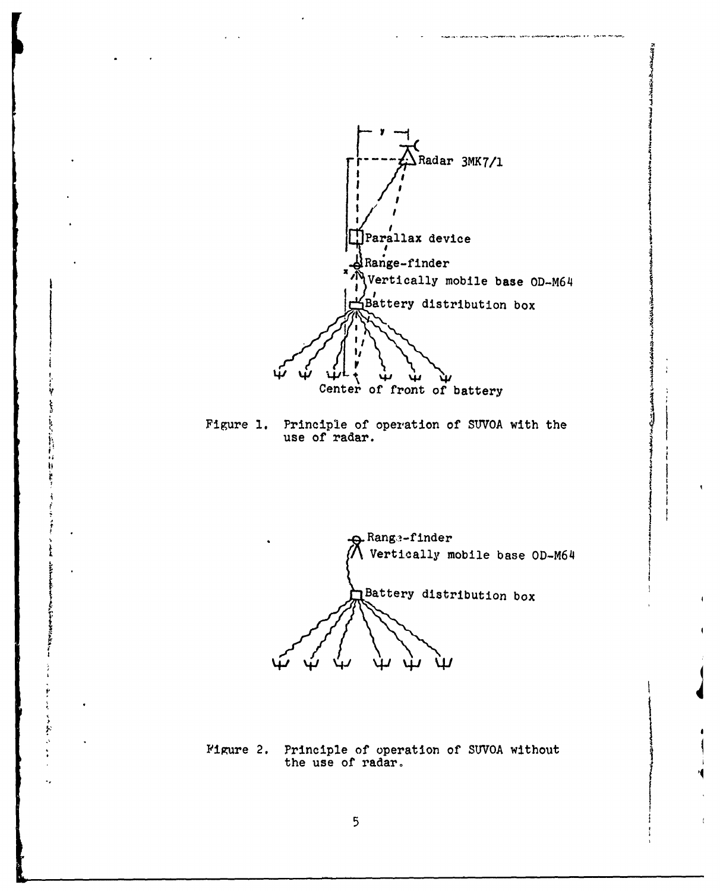Figure 1. Principle of operation of SUVOA with the use of radar.

Figure 2. Principle of operation of SUVOA without the use of radar.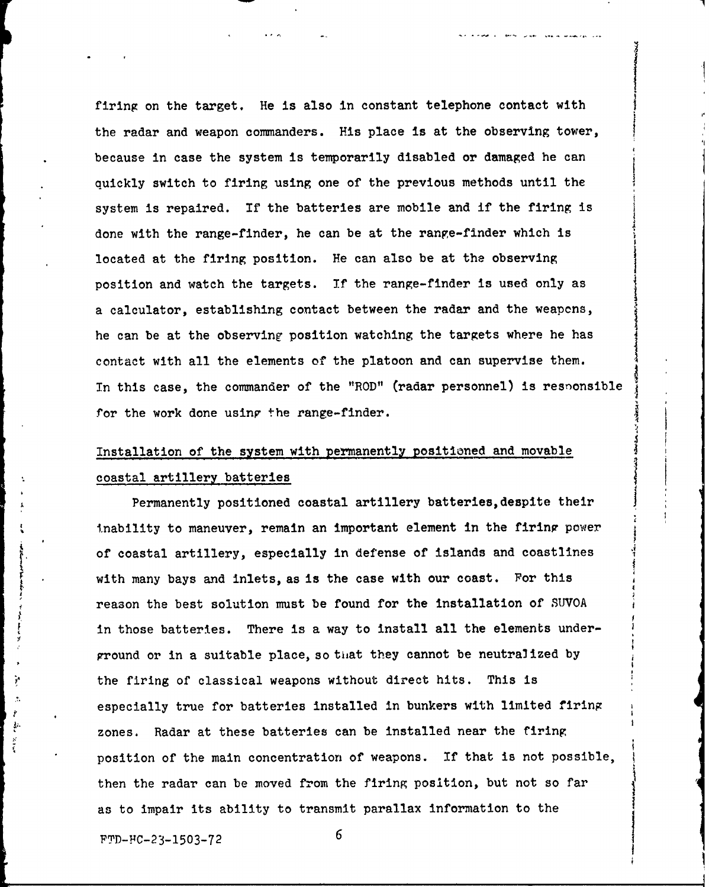firing on the target. He is also in constant telephone contact with the radar and weapon commanders. His place is at the observing tower, because in case the system is temporarily disabled or damaged he can quickly switch to firing using one of the previous methods until the system is repaired. If the batteries are mobile and if the firing is done with the range-finder, he can be at the range-finder which is located at the firing position. He can also be at the observing position and watch the targets. If the range-finder is used only as a calculator, establishing contact between the radar and the weapons, he can be at the observing position watching the targets where he has contact with all the elements of the platoon and can supervise them. In this case, the commander of the "ROD" (radar personnel) is responsible for the work done using the range-finder.

Installation of the system with permanently positioned and movable coastal artillery batteries

Permanently positioned coastal artillery batteries, despite their inability to maneuver, remain an important element in the firing power of coastal artillery, especially in defense of islands and coastlines with many bays and inlets, as is the case with our coast. For this reason the best solution must be found for the installation of SUVOA in those batteries. There is a way to install all the elements underground or in a suitable place, so that they cannot be neutralized by the firing of classical weapons without direct hits. This is especially true for batteries installed in bunkers with limited firing zones. Radar at these batteries can be installed near the firing position of the main concentration of weapons. If that is not possible, then the radar can be moved from the firing position, but not so far as to impair its ability to transmit parallax information to the

FTD-HC-23-1503-72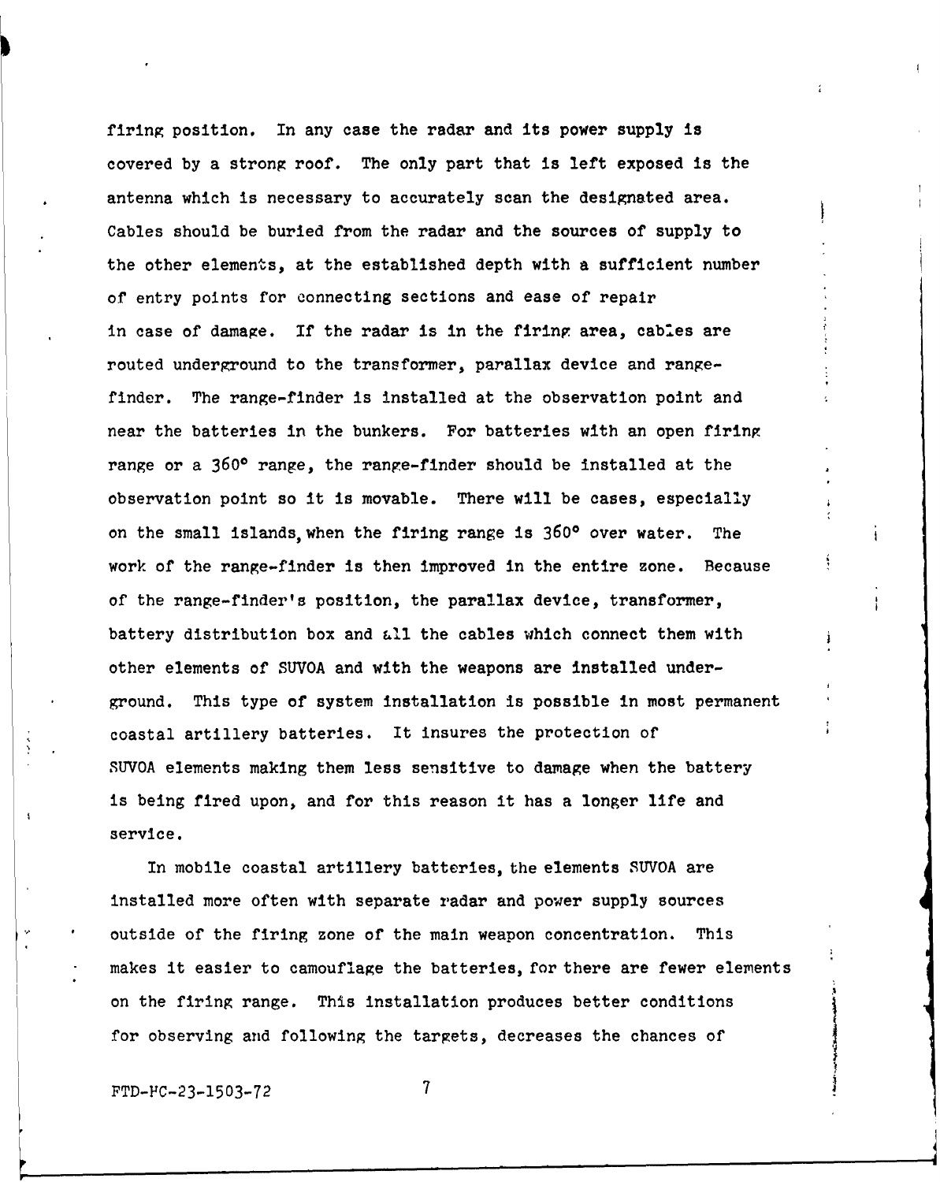firing position. In any case the radar and its power supply is covered by a strong roof. The only part that is left exposed is the antenna which is necessary to accurately scan the designated area. Cables should be buried from the radar and the sources of supply to the other elements, at the established depth with a sufficient number of entry points for connecting sections and ease of repair in case of damage. If the radar is in the firing area, cables are routed underground to the transformer, parallax device and range-finder. The range-finder is installed at the observation point and near the batteries in the bunkers. For batteries with an open firing range or a 360° range, the range-finder should be installed at the observation point so it is movable. There will be cases, especially on the small islands, when the firing range is 360° over water. The work of the range-finder is then improved in the entire zone. Because of the range-finder's position, the parallax device, transformer, battery distribution box and all the cables which connect them with other elements of SUVOA and with the weapons are installed underground. This type of system installation is possible in most permanent coastal artillery batteries. It insures the protection of SUVOA elements making them less sensitive to damage when the battery is being fired upon, and for this reason it has a longer life and service.

In mobile coastal artillery batteries, the elements SUVOA are installed more often with separate radar and power supply sources outside of the firing zone of the main weapon concentration. This makes it easier to camouflage the batteries, for there are fewer elements on the firing range. This installation produces better conditions for observing and following the targets, decreases the chances of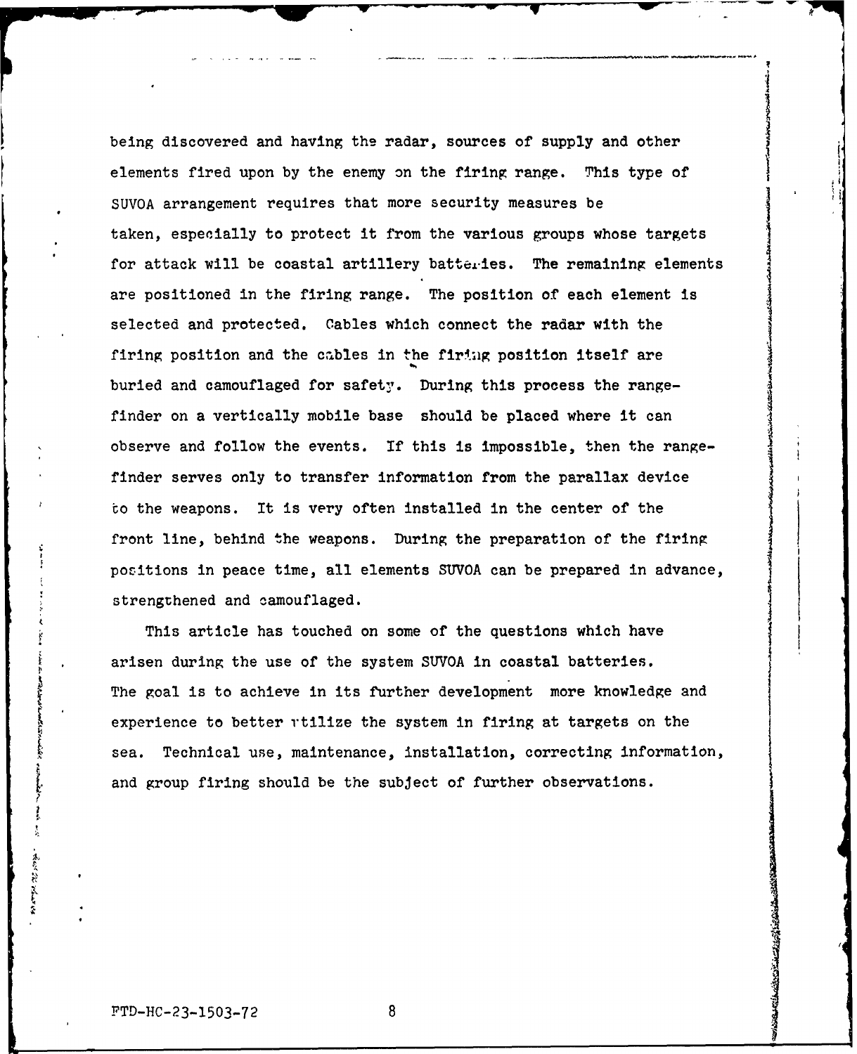being discovered and having the radar, sources of supply and other elements fired upon by the enemy on the firing range. This type of SUVOA arrangement requires that more security measures be taken, especially to protect it from the various groups whose targets for attack will be coastal artillery batteries. The remaining elements are positioned in the firing range. The position of each element is selected and protected. Cables which connect the radar with the firing position and the cables in the firing position itself are buried and camouflaged for safety. During this process the range-finder on a vertically mobile base should be placed where it can observe and follow the events. If this is impossible, then the range-finder serves only to transfer information from the parallax device to the weapons. It is very often installed in the center of the front line, behind the weapons. During the preparation of the firing positions in peace time, all elements SUVOA can be prepared in advance, strengthened and camouflaged.

This article has touched on some of the questions which have arisen during the use of the system SUVOA in coastal batteries. The goal is to achieve in its further development more knowledge and experience to better utilize the system in firing at targets on the sea. Technical use, maintenance, installation, correcting information, and group firing should be the subject of further observations.

FTD-HC-23-1503-72